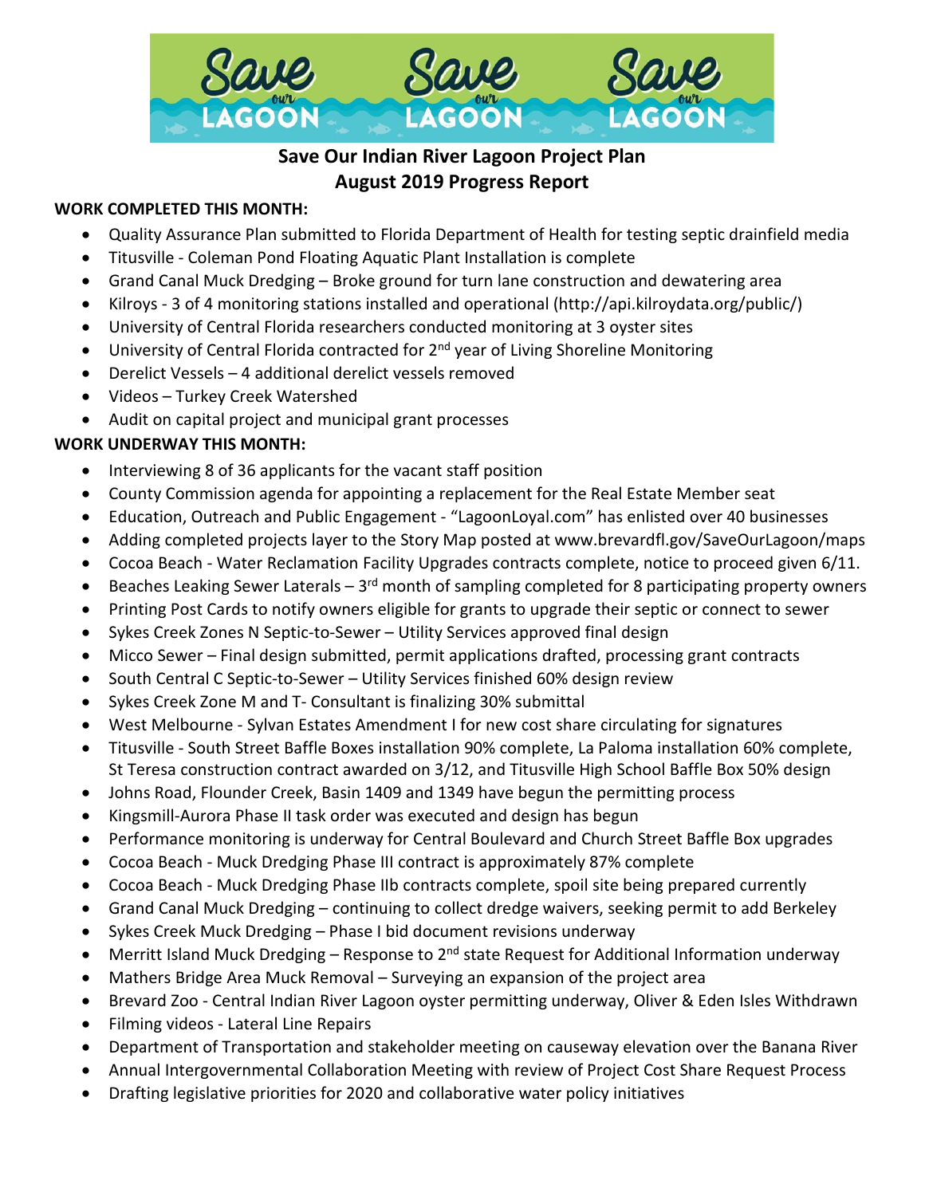# Save Our Indian River Lagoon Project Plan
## August 2019 Progress Report

**WORK COMPLETED THIS MONTH:**

- Quality Assurance Plan submitted to Florida Department of Health for testing septic drainfield media
- Titusville - Coleman Pond Floating Aquatic Plant Installation is complete
- Grand Canal Muck Dredging – Broke ground for turn lane construction and dewatering area
- Kilroys - 3 of 4 monitoring stations installed and operational (http://api.kilroydata.org/public/)
- University of Central Florida researchers conducted monitoring at 3 oyster sites
- University of Central Florida contracted for 2nd year of Living Shoreline Monitoring
- Derelict Vessels – 4 additional derelict vessels removed
- Videos – Turkey Creek Watershed
- Audit on capital project and municipal grant processes

**WORK UNDERWAY THIS MONTH:**

- Interviewing 8 of 36 applicants for the vacant staff position
- County Commission agenda for appointing a replacement for the Real Estate Member seat
- Education, Outreach and Public Engagement - "LagoonLoyal.com" has enlisted over 40 businesses
- Adding completed projects layer to the Story Map posted at www.brevardfl.gov/SaveOurLagoon/maps
- Cocoa Beach - Water Reclamation Facility Upgrades contracts complete, notice to proceed given 6/11.
- Beaches Leaking Sewer Laterals – 3rd month of sampling completed for 8 participating property owners
- Printing Post Cards to notify owners eligible for grants to upgrade their septic or connect to sewer
- Sykes Creek Zones N Septic-to-Sewer – Utility Services approved final design
- Micco Sewer – Final design submitted, permit applications drafted, processing grant contracts
- South Central C Septic-to-Sewer – Utility Services finished 60% design review
- Sykes Creek Zone M and T- Consultant is finalizing 30% submittal
- West Melbourne - Sylvan Estates Amendment I for new cost share circulating for signatures
- Titusville - South Street Baffle Boxes installation 90% complete, La Paloma installation 60% complete, St Teresa construction contract awarded on 3/12, and Titusville High School Baffle Box 50% design
- Johns Road, Flounder Creek, Basin 1409 and 1349 have begun the permitting process
- Kingsmill-Aurora Phase II task order was executed and design has begun
- Performance monitoring is underway for Central Boulevard and Church Street Baffle Box upgrades
- Cocoa Beach - Muck Dredging Phase III contract is approximately 87% complete
- Cocoa Beach - Muck Dredging Phase IIb contracts complete, spoil site being prepared currently
- Grand Canal Muck Dredging – continuing to collect dredge waivers, seeking permit to add Berkeley
- Sykes Creek Muck Dredging – Phase I bid document revisions underway
- Merritt Island Muck Dredging – Response to 2nd state Request for Additional Information underway
- Mathers Bridge Area Muck Removal – Surveying an expansion of the project area
- Brevard Zoo - Central Indian River Lagoon oyster permitting underway, Oliver & Eden Isles Withdrawn
- Filming videos - Lateral Line Repairs
- Department of Transportation and stakeholder meeting on causeway elevation over the Banana River
- Annual Intergovernmental Collaboration Meeting with review of Project Cost Share Request Process
- Drafting legislative priorities for 2020 and collaborative water policy initiatives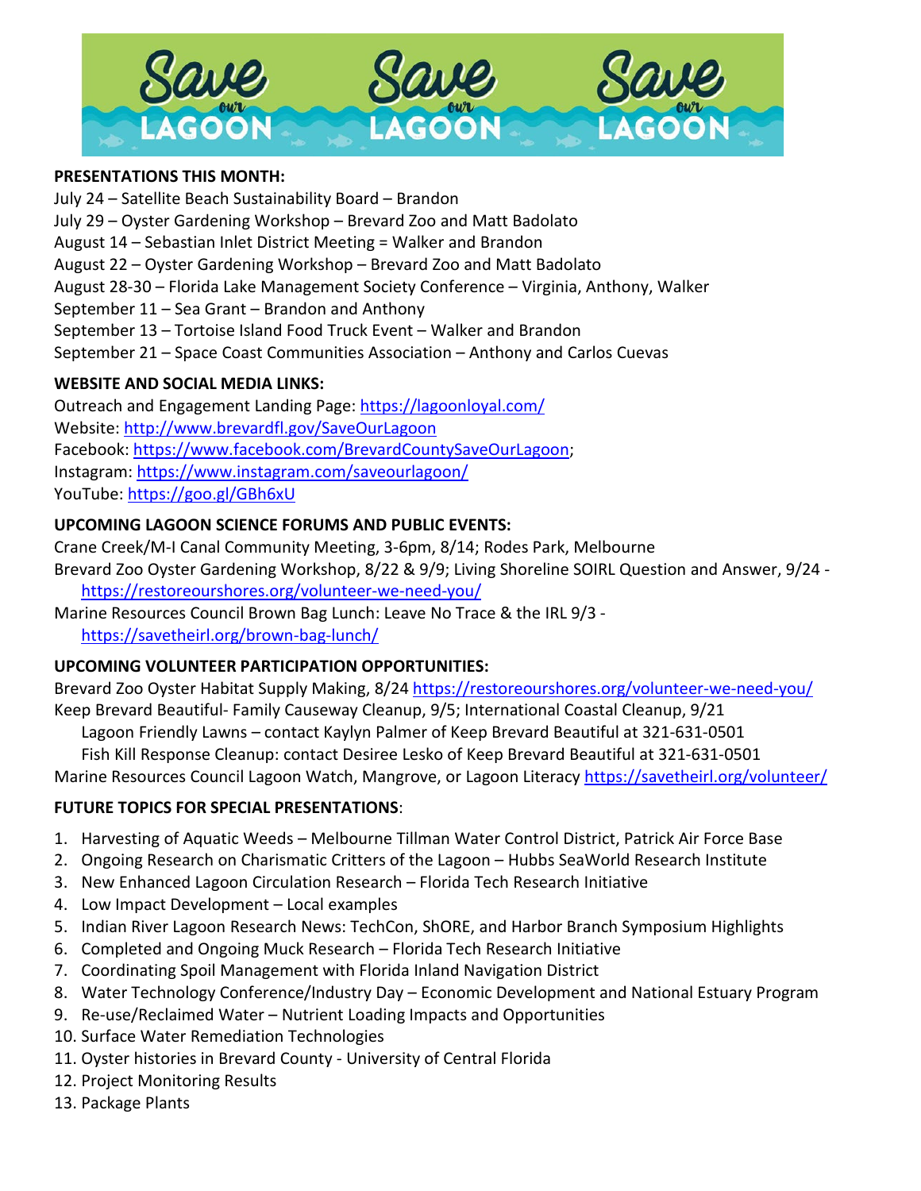**PRESENTATIONS THIS MONTH:**

July 24 – Satellite Beach Sustainability Board – Brandon
July 29 – Oyster Gardening Workshop – Brevard Zoo and Matt Badolato
August 14 – Sebastian Inlet District Meeting = Walker and Brandon
August 22 – Oyster Gardening Workshop – Brevard Zoo and Matt Badolato
August 28-30 – Florida Lake Management Society Conference – Virginia, Anthony, Walker
September 11 – Sea Grant – Brandon and Anthony
September 13 – Tortoise Island Food Truck Event – Walker and Brandon
September 21 – Space Coast Communities Association – Anthony and Carlos Cuevas

**WEBSITE AND SOCIAL MEDIA LINKS:**

Outreach and Engagement Landing Page: https://lagoonloyal.com/
Website: http://www.brevardfl.gov/SaveOurLagoon
Facebook: https://www.facebook.com/BrevardCountySaveOurLagoon;
Instagram: https://www.instagram.com/saveourlagoon/
YouTube: https://goo.gl/GBh6xU

**UPCOMING LAGOON SCIENCE FORUMS AND PUBLIC EVENTS:**

Crane Creek/M-I Canal Community Meeting, 3-6pm, 8/14; Rodes Park, Melbourne
Brevard Zoo Oyster Gardening Workshop, 8/22 & 9/9; Living Shoreline SOIRL Question and Answer, 9/24 - https://restoreourshores.org/volunteer-we-need-you/
Marine Resources Council Brown Bag Lunch: Leave No Trace & the IRL 9/3 - https://savetheirl.org/brown-bag-lunch/

**UPCOMING VOLUNTEER PARTICIPATION OPPORTUNITIES:**

Brevard Zoo Oyster Habitat Supply Making, 8/24 https://restoreourshores.org/volunteer-we-need-you/
Keep Brevard Beautiful- Family Causeway Cleanup, 9/5; International Coastal Cleanup, 9/21
Lagoon Friendly Lawns – contact Kaylyn Palmer of Keep Brevard Beautiful at 321-631-0501
Fish Kill Response Cleanup: contact Desiree Lesko of Keep Brevard Beautiful at 321-631-0501
Marine Resources Council Lagoon Watch, Mangrove, or Lagoon Literacy https://savetheirl.org/volunteer/

**FUTURE TOPICS FOR SPECIAL PRESENTATIONS**:

1. Harvesting of Aquatic Weeds – Melbourne Tillman Water Control District, Patrick Air Force Base
2. Ongoing Research on Charismatic Critters of the Lagoon – Hubbs SeaWorld Research Institute
3. New Enhanced Lagoon Circulation Research – Florida Tech Research Initiative
4. Low Impact Development – Local examples
5. Indian River Lagoon Research News: TechCon, ShORE, and Harbor Branch Symposium Highlights
6. Completed and Ongoing Muck Research – Florida Tech Research Initiative
7. Coordinating Spoil Management with Florida Inland Navigation District
8. Water Technology Conference/Industry Day – Economic Development and National Estuary Program
9. Re-use/Reclaimed Water – Nutrient Loading Impacts and Opportunities
10. Surface Water Remediation Technologies
11. Oyster histories in Brevard County - University of Central Florida
12. Project Monitoring Results
13. Package Plants